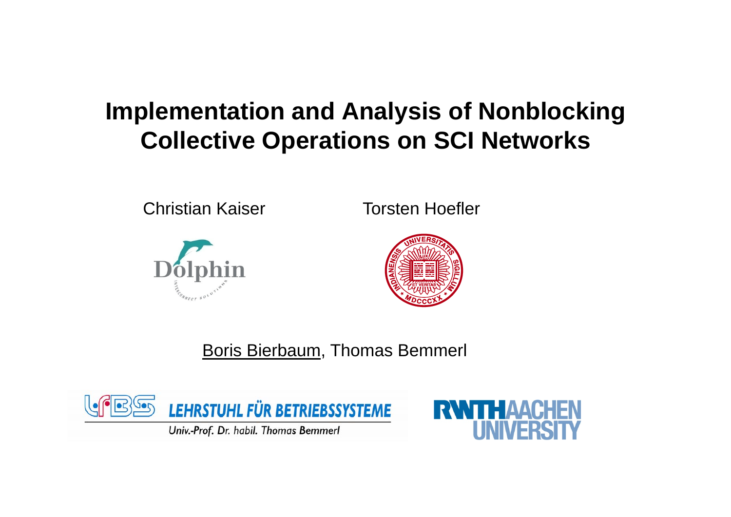# Implementation and Analysis of Nonblocking Collective Operations on SCI Networks

Christian Kaiser

Torsten Hoefler

Boris Bierbaum, Thomas Bemmerl

LEHRSTUHL FÜR BETRIEBSSYSTEME

Univ.-Prof. Dr. habil. Thomas Bemmerl

RWTH AACHEN UNIVERSITY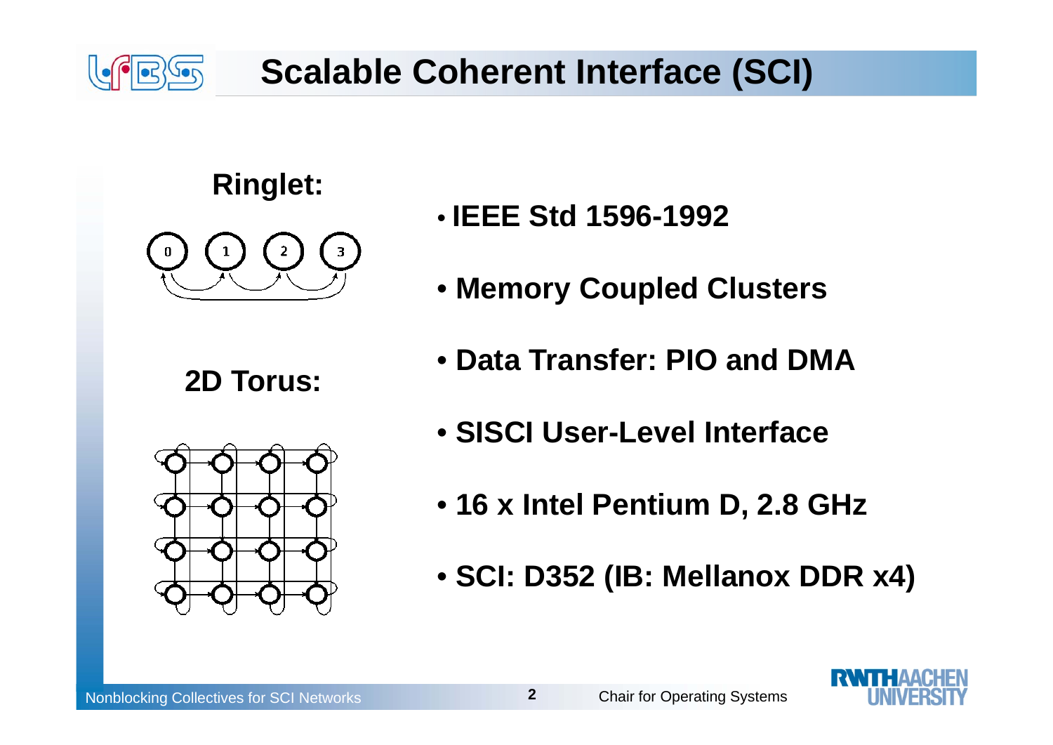# Scalable Coherent Interface (SCI)

**Ringlet:**

**2D Torus:**

- **IEEE Std 1596-1992**
- **Memory Coupled Clusters**
- **Data Transfer: PIO and DMA**
- **SISCI User-Level Interface**
- **16 x Intel Pentium D, 2.8 GHz**
- **SCI: D352 (IB: Mellanox DDR x4)**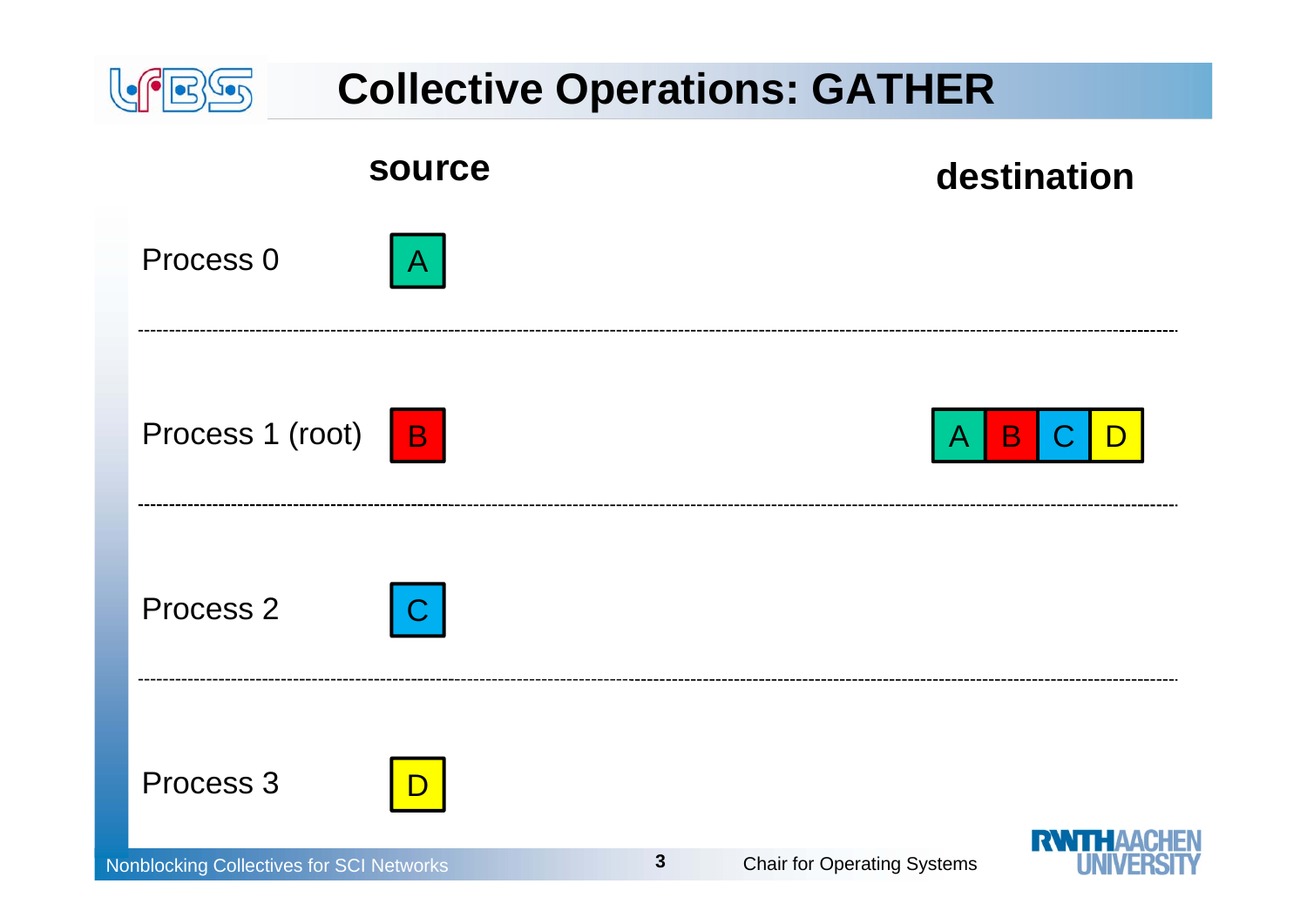# Collective Operations: GATHER

| | source | destination |
|---|---|---|
| Process 0 | A | |
| Process 1 (root) | B | A B C D |
| Process 2 | C | |
| Process 3 | D | |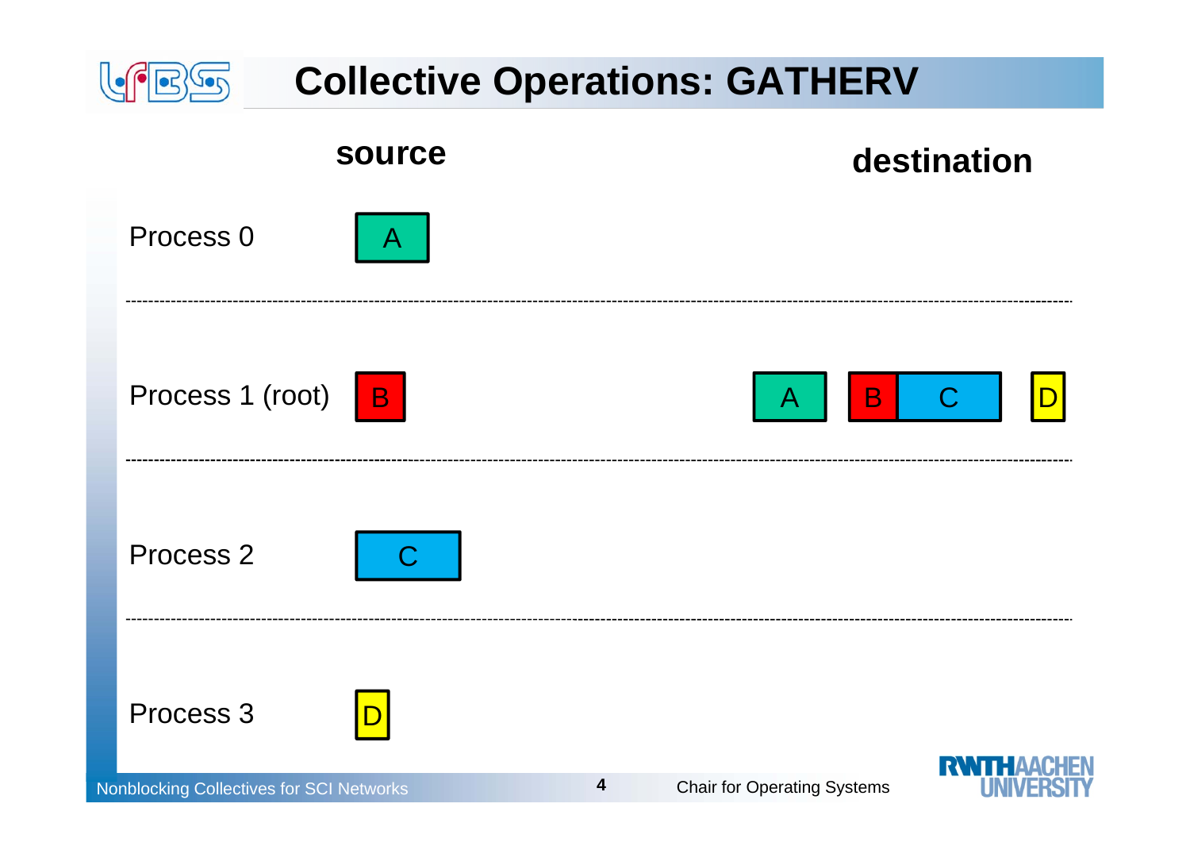# Collective Operations: GATHERV

| | source | destination |
|---|---|---|
| Process 0 | A | |
| Process 1 (root) | B | A  B C  D |
| Process 2 | C | |
| Process 3 | D | |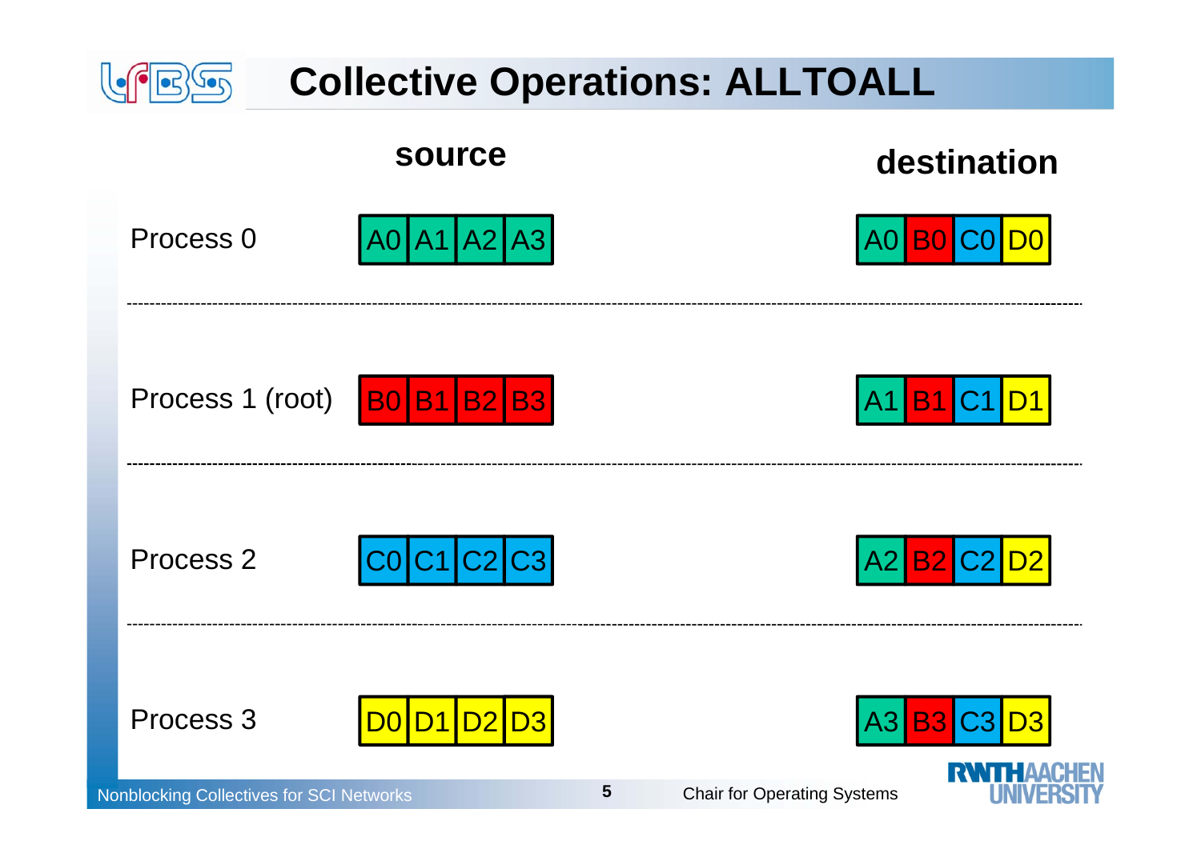# Collective Operations: ALLTOALL

| | source | | | | destination | | | |
|---|---|---|---|---|---|---|---|---|
| Process 0 | A0 | A1 | A2 | A3 | A0 | B0 | C0 | D0 |
| Process 1 (root) | B0 | B1 | B2 | B3 | A1 | B1 | C1 | D1 |
| Process 2 | C0 | C1 | C2 | C3 | A2 | B2 | C2 | D2 |
| Process 3 | D0 | D1 | D2 | D3 | A3 | B3 | C3 | D3 |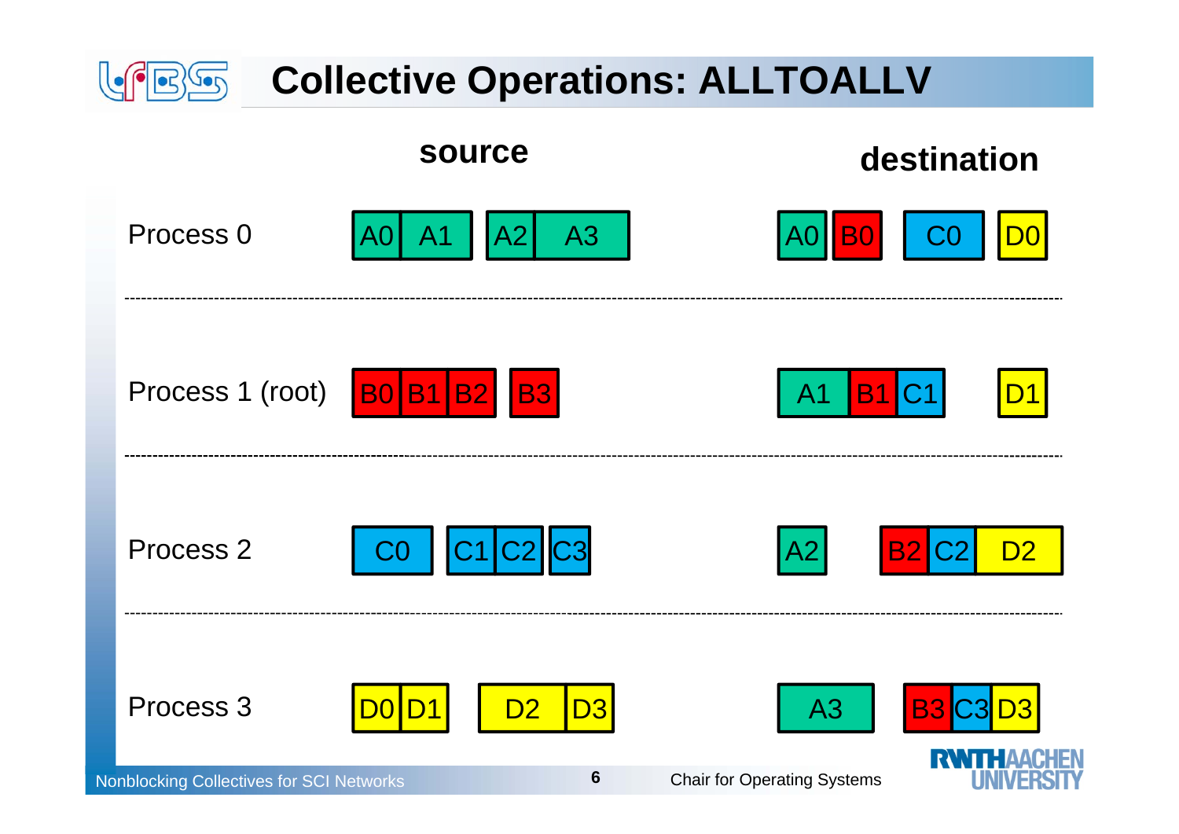# Collective Operations: ALLTOALLV

| | source | destination |
|---|---|---|
| Process 0 | A0 A1 / A2 A3 | A0 B0 / C0 / D0 |
| Process 1 (root) | B0 B1 B2 / B3 | A1 B1 C1 / D1 |
| Process 2 | C0 / C1 C2 / C3 | A2 / B2 C2 D2 |
| Process 3 | D0 D1 / D2 D3 | A3 / B3 C3 D3 |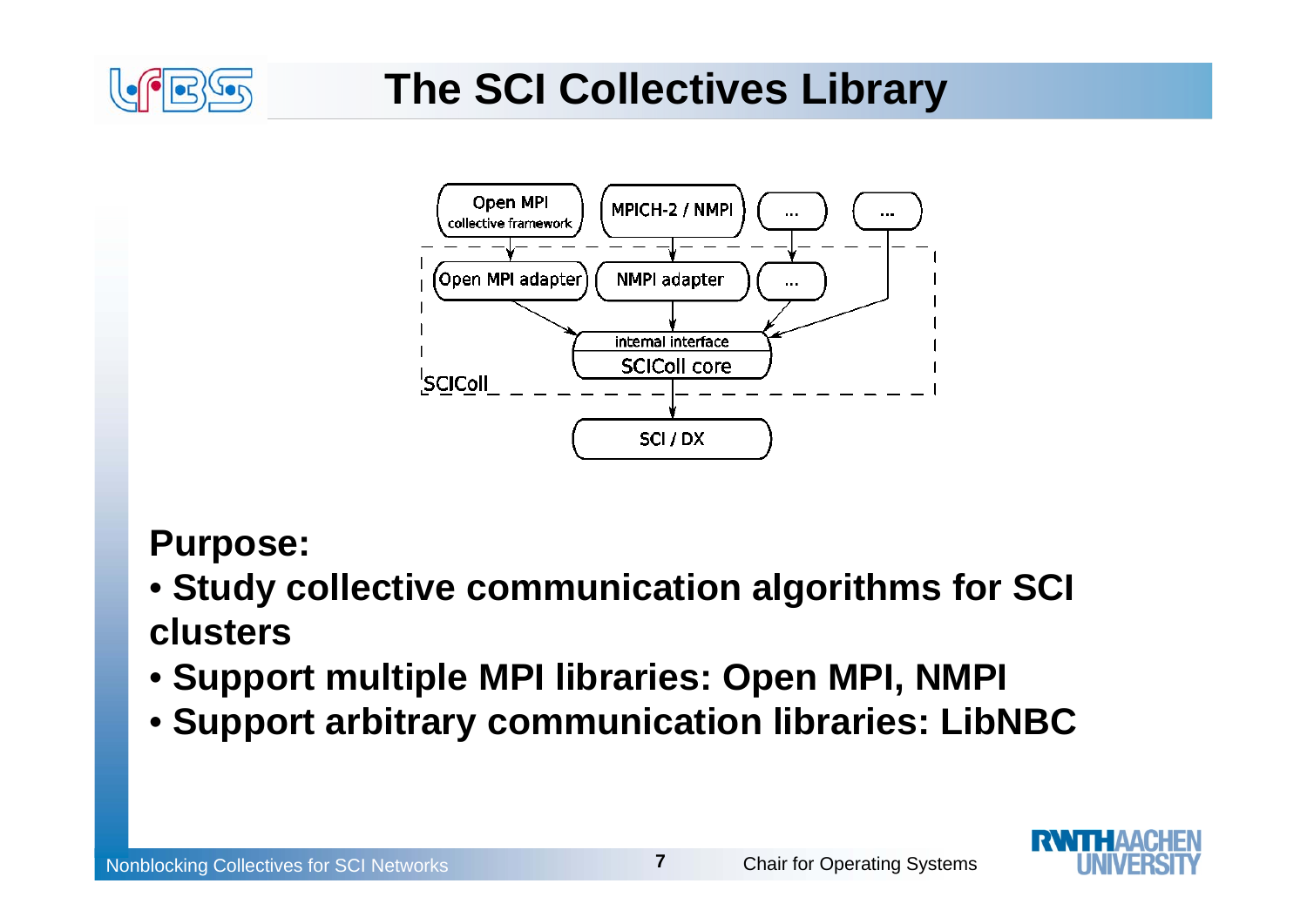# The SCI Collectives Library

**Purpose:**

- **Study collective communication algorithms for SCI clusters**
- **Support multiple MPI libraries: Open MPI, NMPI**
- **Support arbitrary communication libraries: LibNBC**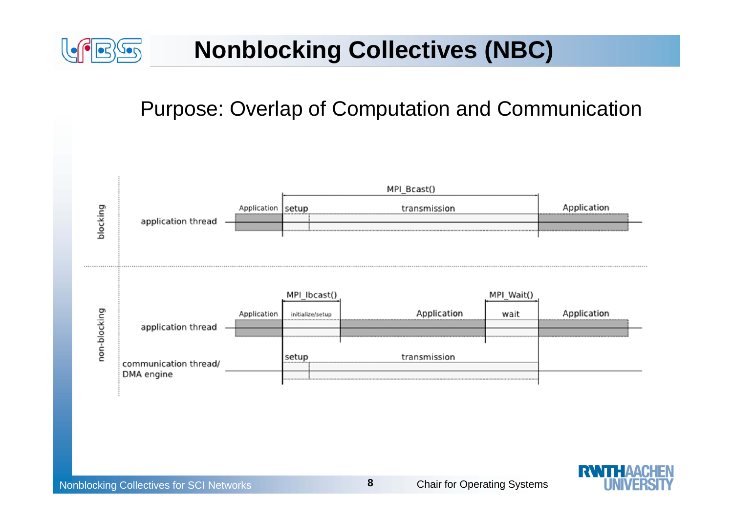# Nonblocking Collectives (NBC)

Purpose: Overlap of Computation and Communication

blocking

application thread — Application | MPI_Bcast(): setup, transmission | Application

non-blocking

application thread — Application | MPI_Ibcast(): initialize/setup | Application | MPI_Wait(): wait | Application

communication thread/ DMA engine — setup | transmission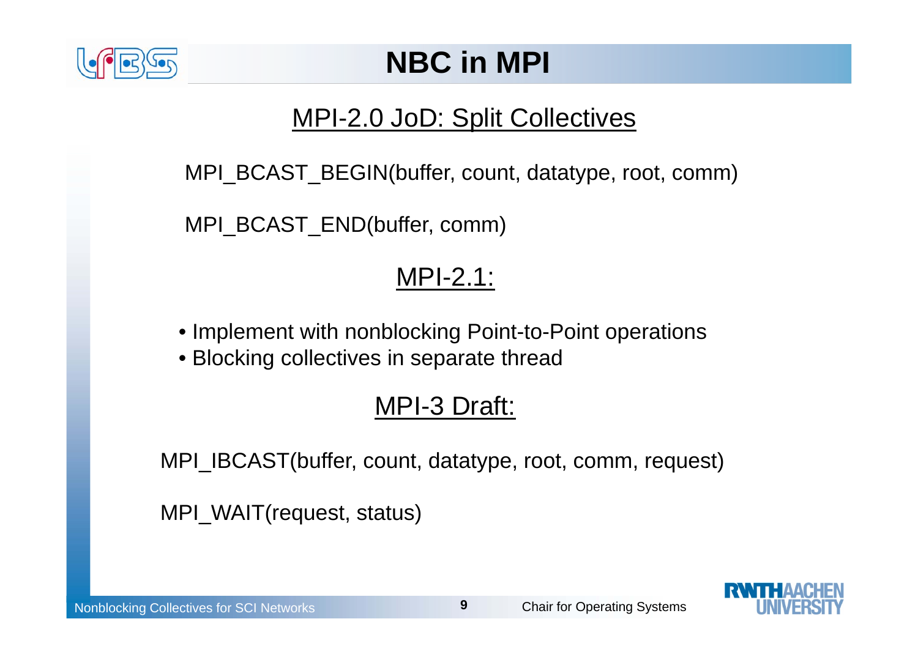# NBC in MPI

## MPI-2.0 JoD: Split Collectives

MPI_BCAST_BEGIN(buffer, count, datatype, root, comm)

MPI_BCAST_END(buffer, comm)

## MPI-2.1:

- Implement with nonblocking Point-to-Point operations
- Blocking collectives in separate thread

## MPI-3 Draft:

MPI_IBCAST(buffer, count, datatype, root, comm, request)

MPI_WAIT(request, status)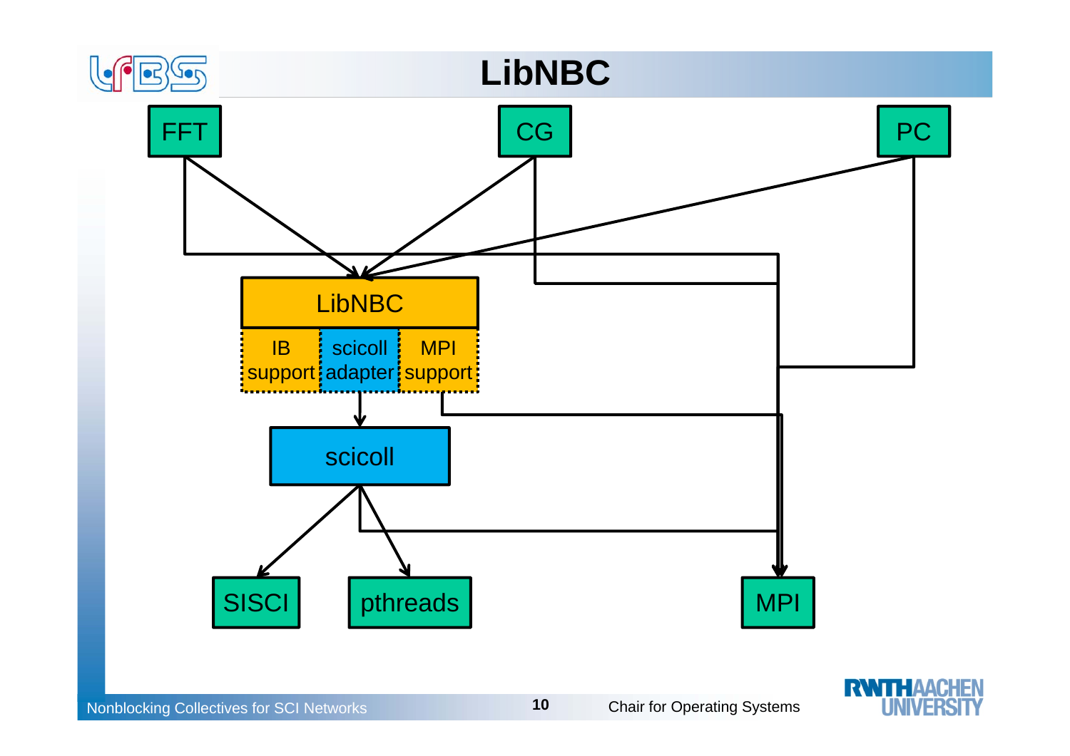# LibNBC

FFT

CG

PC

LibNBC

IB support

scicoll adapter

MPI support

scicoll

SISCI

pthreads

MPI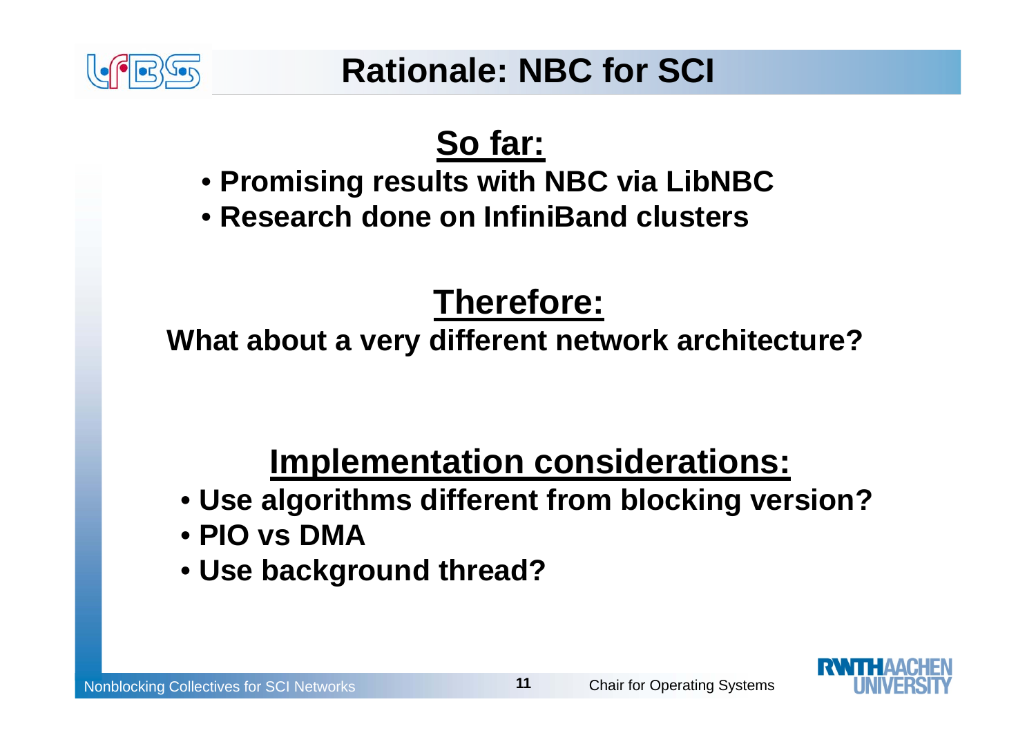# Rationale: NBC for SCI

## So far:

- Promising results with NBC via LibNBC
- Research done on InfiniBand clusters

## Therefore:

**What about a very different network architecture?**

## Implementation considerations:

- Use algorithms different from blocking version?
- PIO vs DMA
- Use background thread?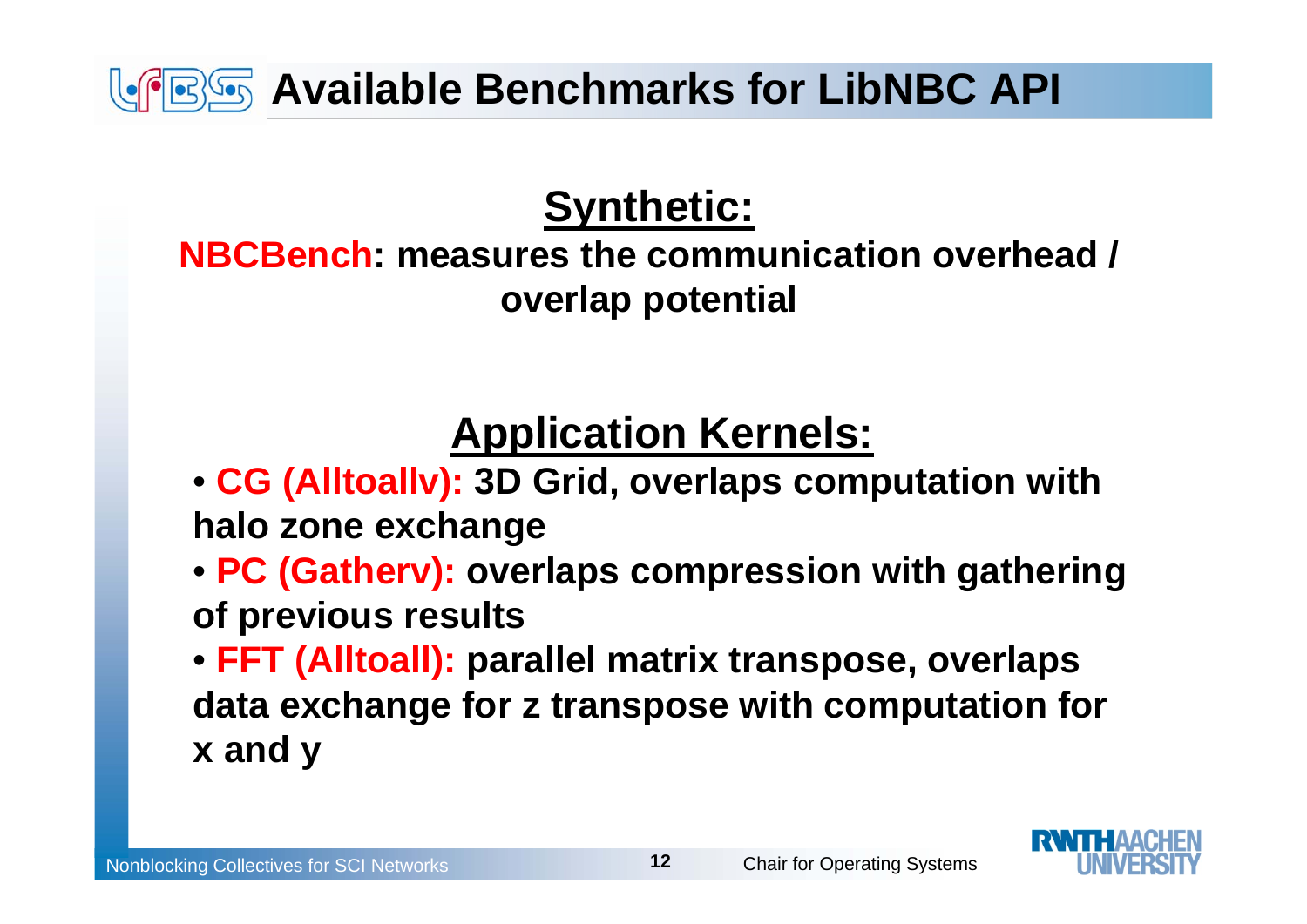# Available Benchmarks for LibNBC API

## Synthetic:

**NBCBench: measures the communication overhead / overlap potential**

## Application Kernels:

- **CG (Alltoallv): 3D Grid, overlaps computation with halo zone exchange**
- **PC (Gatherv): overlaps compression with gathering of previous results**
- **FFT (Alltoall): parallel matrix transpose, overlaps data exchange for z transpose with computation for x and y**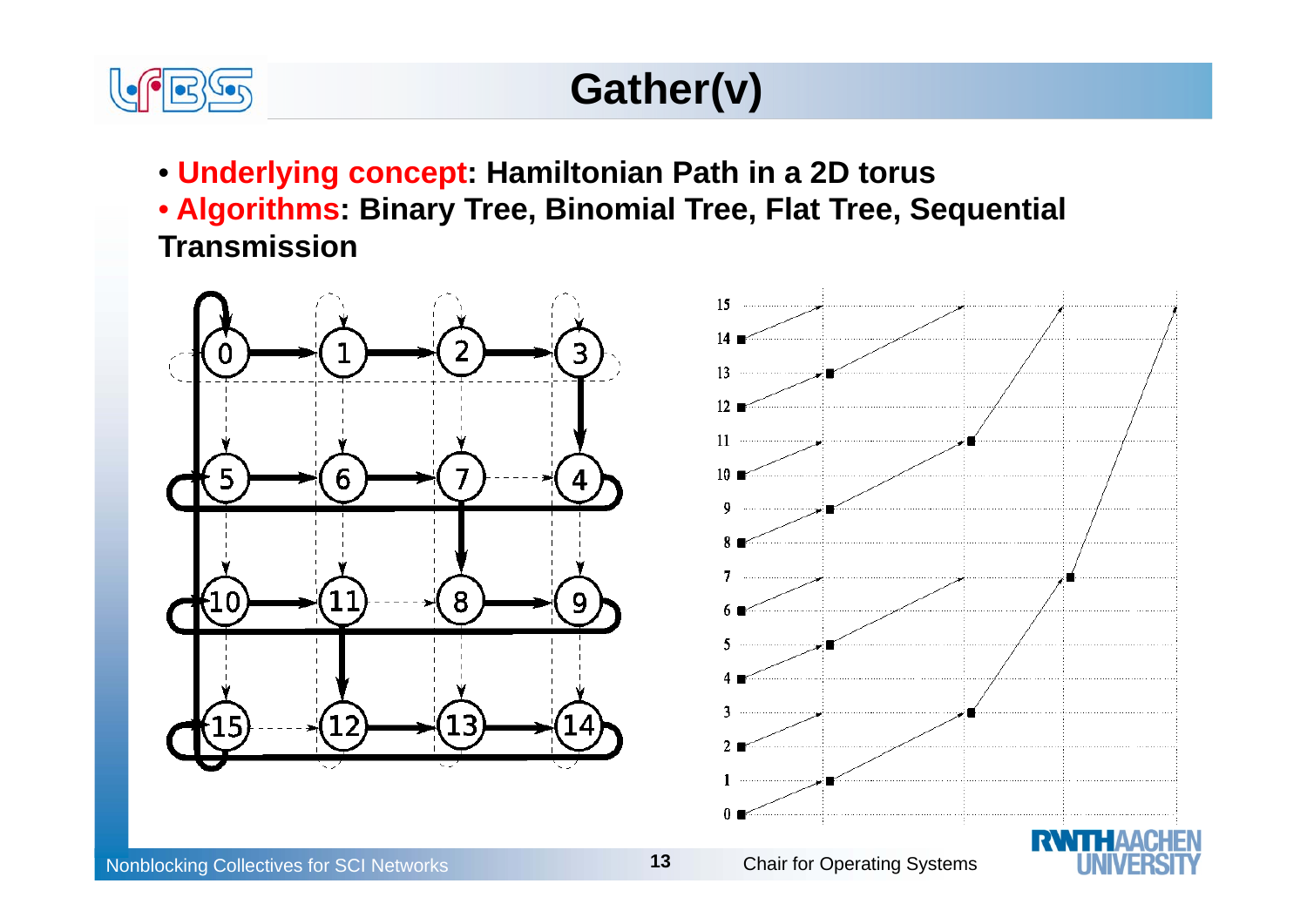# Gather(v)

- **Underlying concept: Hamiltonian Path in a 2D torus**
- **Algorithms: Binary Tree, Binomial Tree, Flat Tree, Sequential Transmission**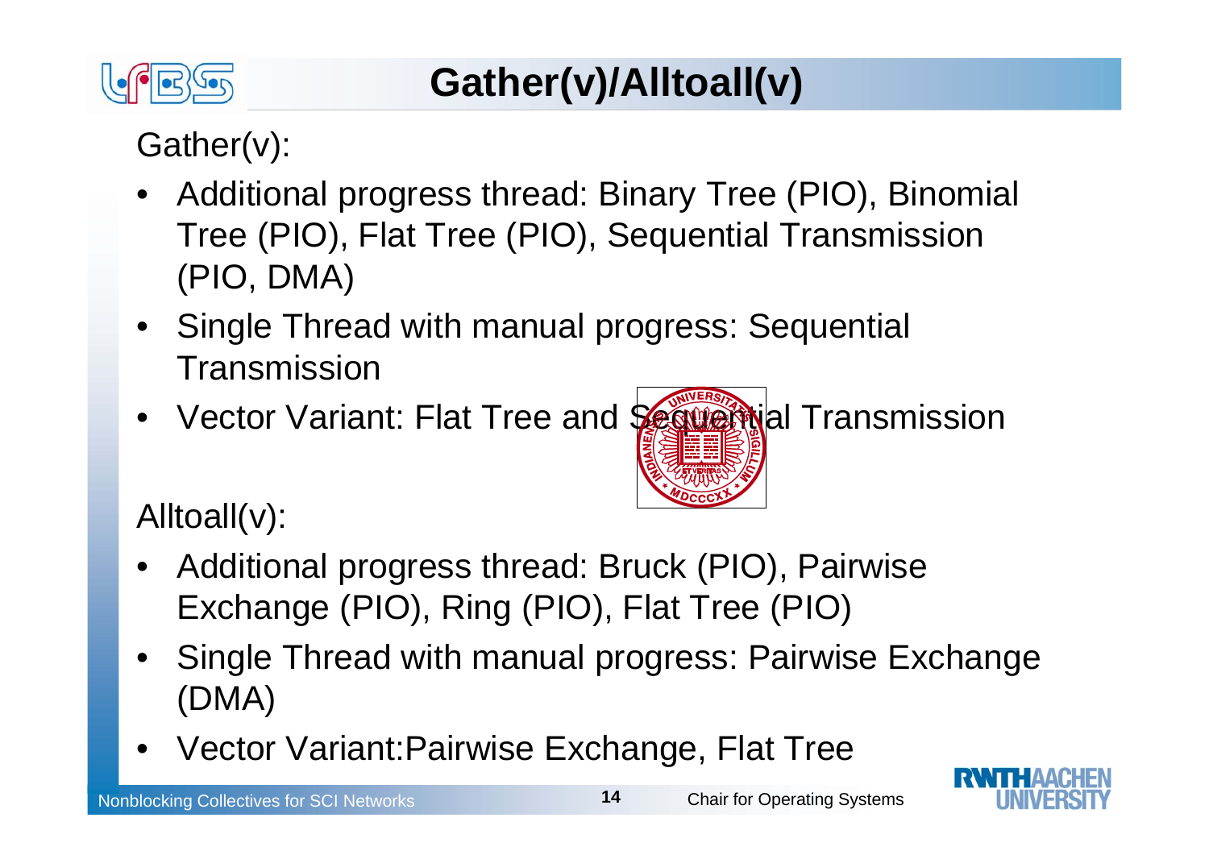# Gather(v)/Alltoall(v)

Gather(v):

- Additional progress thread: Binary Tree (PIO), Binomial Tree (PIO), Flat Tree (PIO), Sequential Transmission (PIO, DMA)
- Single Thread with manual progress: Sequential Transmission
- Vector Variant: Flat Tree and Sequential Transmission

Alltoall(v):

- Additional progress thread: Bruck (PIO), Pairwise Exchange (PIO), Ring (PIO), Flat Tree (PIO)
- Single Thread with manual progress: Pairwise Exchange (DMA)
- Vector Variant:Pairwise Exchange, Flat Tree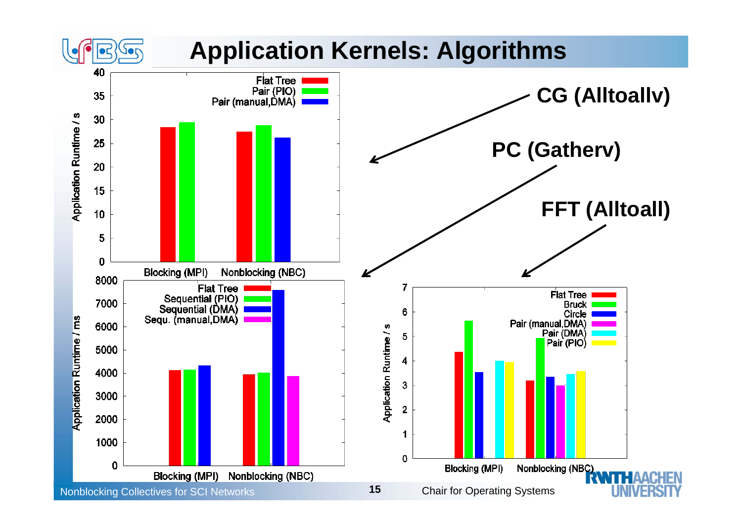# Application Kernels: Algorithms

**CG (Alltoallv)**

**PC (Gatherv)**

**FFT (Alltoall)**

Application Runtime / s

Flat Tree | Pair (PIO) | Pair (manual,DMA)

Blocking (MPI) | Nonblocking (NBC)

Application Runtime / ms

Flat Tree | Sequential (PIO) | Sequential (DMA) | Sequ. (manual,DMA)

Blocking (MPI) | Nonblocking (NBC)

Application Runtime / s

Flat Tree | Bruck | Circle | Pair (manual,DMA) | Pair (DMA) | Pair (PIO)

Blocking (MPI) | Nonblocking (NBC)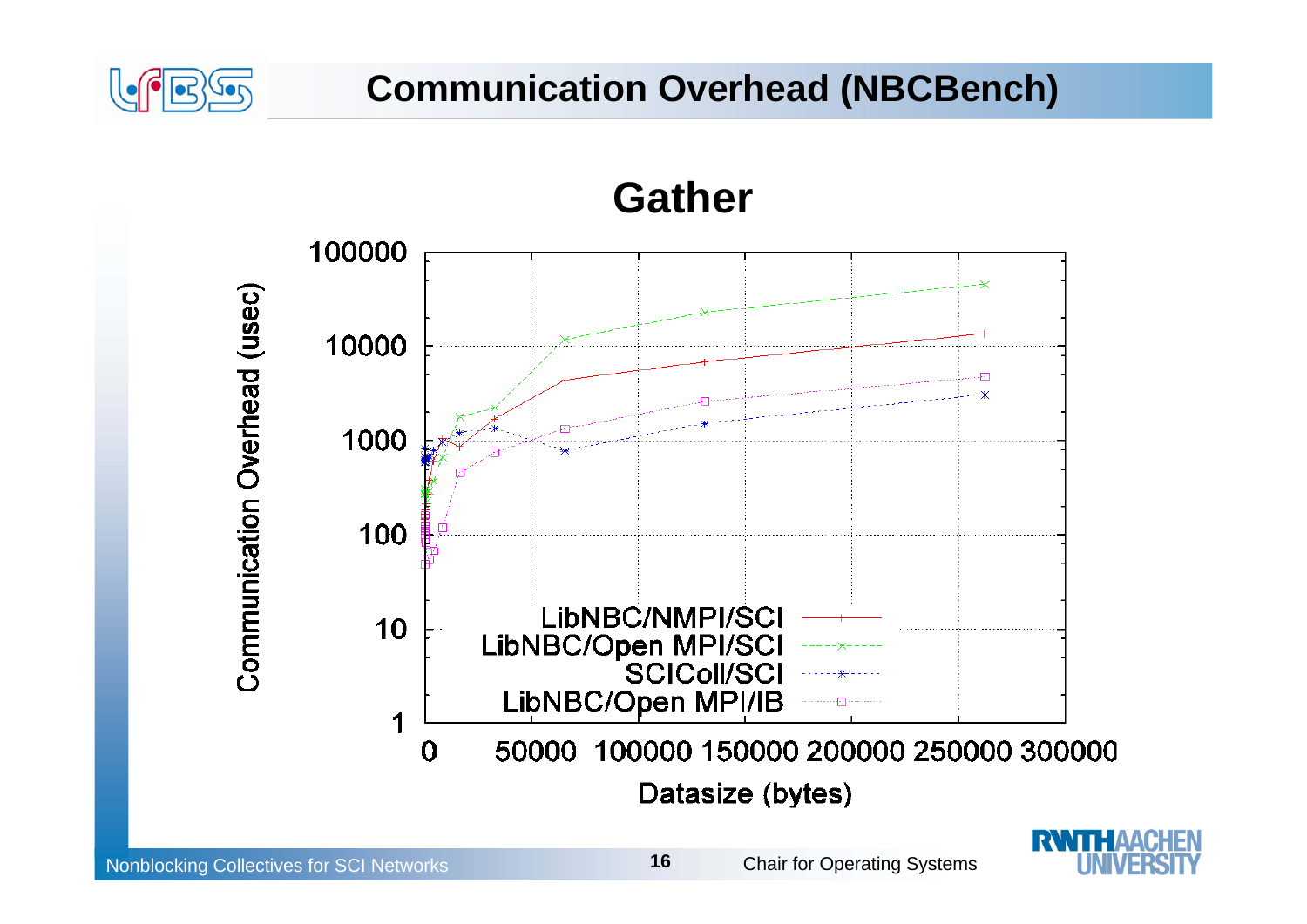# Communication Overhead (NBCBench)

## Gather

Communication Overhead (usec)

100000
10000
1000
100
10
1

0 50000 100000 150000 200000 250000 300000

Datasize (bytes)

- LibNBC/NMPI/SCI
- LibNBC/Open MPI/SCI
- SCIColl/SCI
- LibNBC/Open MPI/IB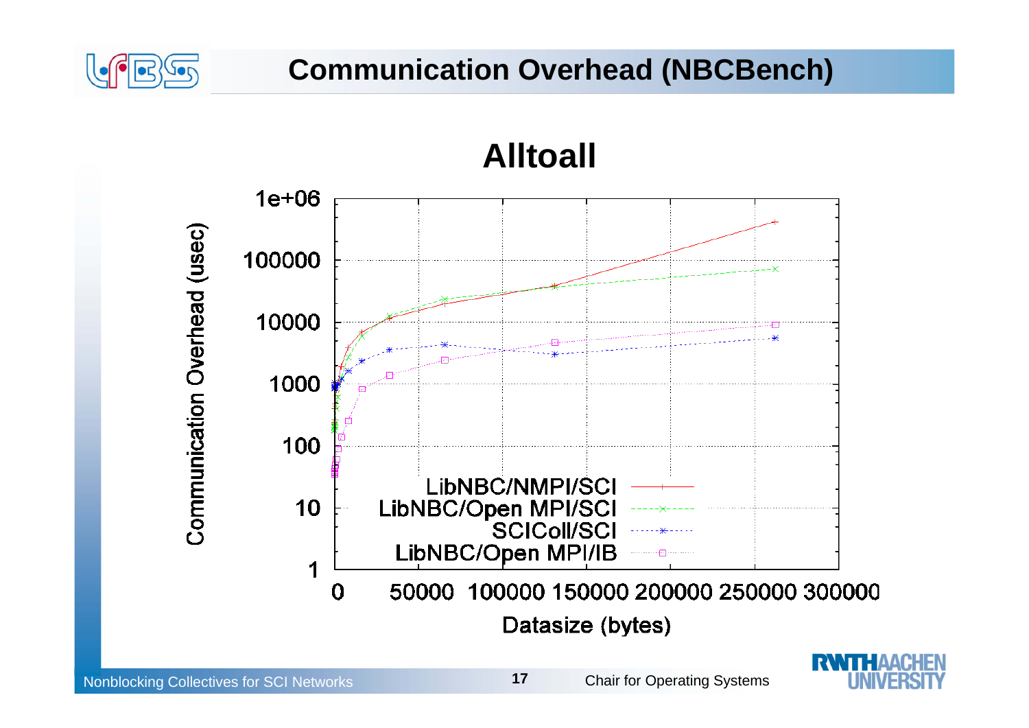# Communication Overhead (NBCBench)

## Alltoall

Communication Overhead (usec)

1e+06
100000
10000
1000
100
10
1

0 50000 100000 150000 200000 250000 300000

Datasize (bytes)

- LibNBC/NMPI/SCI
- LibNBC/Open MPI/SCI
- SCIColl/SCI
- LibNBC/Open MPI/IB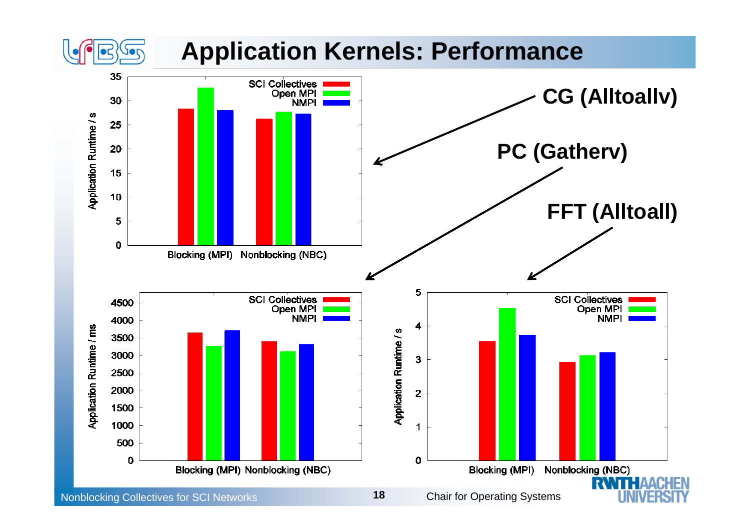# Application Kernels: Performance

**CG (Alltoallv)**

**PC (Gatherv)**

**FFT (Alltoall)**

CG (Alltoallv) — Application Runtime / s

| | SCI Collectives | Open MPI | NMPI |
|---|---|---|---|
| Blocking (MPI) | ~28.3 | ~32.7 | ~28 |
| Nonblocking (NBC) | ~26.2 | ~27.7 | ~27.3 |

PC (Gatherv) — Application Runtime / ms

| | SCI Collectives | Open MPI | NMPI |
|---|---|---|---|
| Blocking (MPI) | ~3650 | ~3270 | ~3710 |
| Nonblocking (NBC) | ~3400 | ~3110 | ~3330 |

FFT (Alltoall) — Application Runtime / s

| | SCI Collectives | Open MPI | NMPI |
|---|---|---|---|
| Blocking (MPI) | ~3.55 | ~4.55 | ~3.75 |
| Nonblocking (NBC) | ~2.93 | ~3.13 | ~3.22 |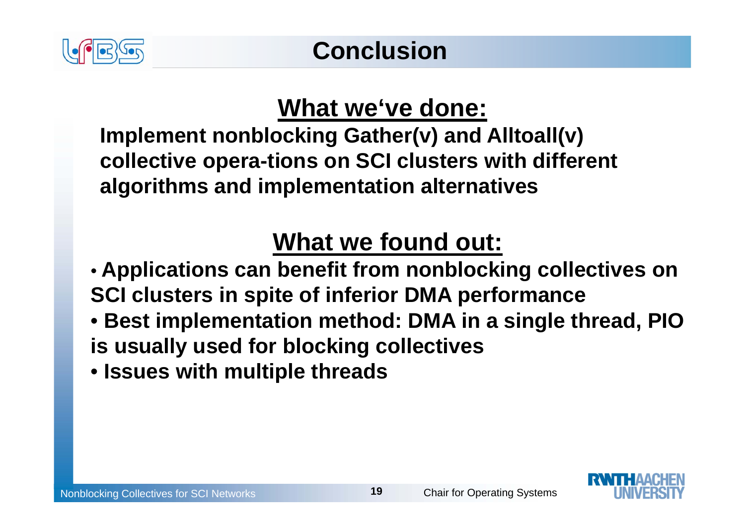# Conclusion

## What we've done:

**Implement nonblocking Gather(v) and Alltoall(v) collective opera-tions on SCI clusters with different algorithms and implementation alternatives**

## What we found out:

- **Applications can benefit from nonblocking collectives on SCI clusters in spite of inferior DMA performance**
- **Best implementation method: DMA in a single thread, PIO is usually used for blocking collectives**
- **Issues with multiple threads**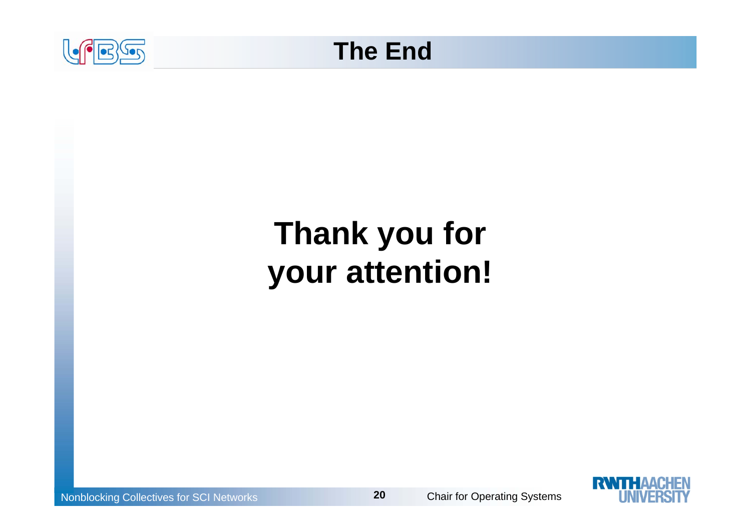# The End

**Thank you for your attention!**